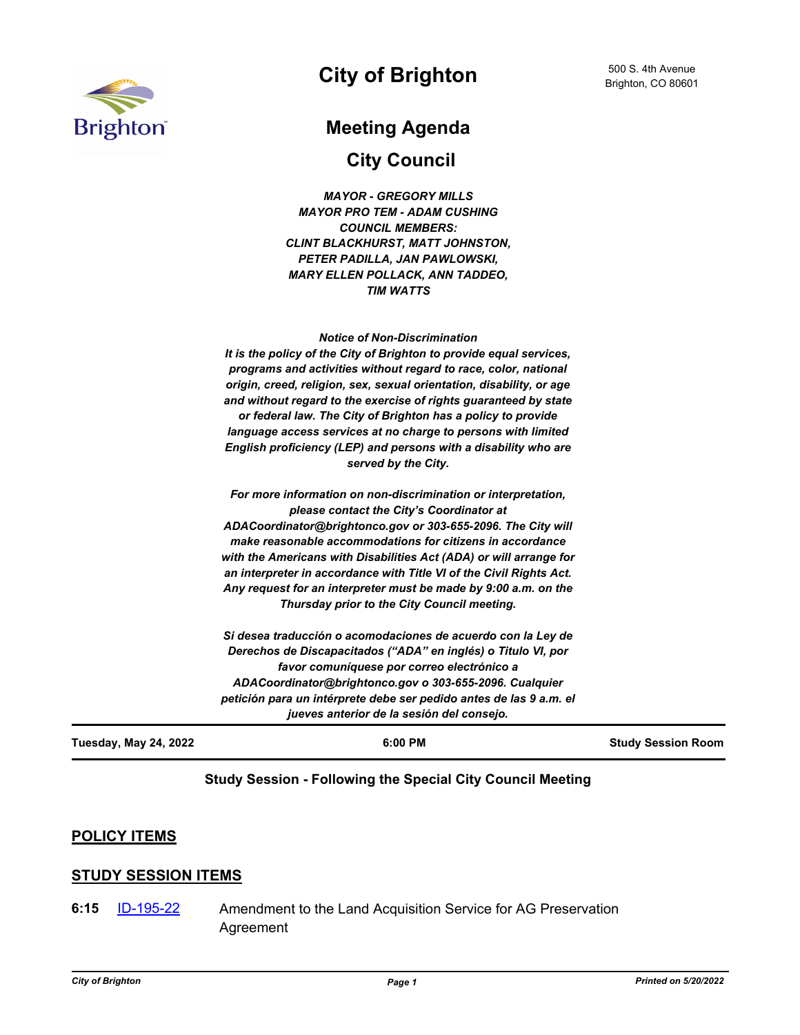# City of Brighton

500 S. 4th Avenue
Brighton, CO 80601

## Meeting Agenda

## City Council

***MAYOR - GREGORY MILLS***
***MAYOR PRO TEM - ADAM CUSHING***
***COUNCIL MEMBERS:***
***CLINT BLACKHURST, MATT JOHNSTON,***
***PETER PADILLA, JAN PAWLOWSKI,***
***MARY ELLEN POLLACK, ANN TADDEO,***
***TIM WATTS***

***Notice of Non-Discrimination***
***It is the policy of the City of Brighton to provide equal services, programs and activities without regard to race, color, national origin, creed, religion, sex, sexual orientation, disability, or age and without regard to the exercise of rights guaranteed by state or federal law. The City of Brighton has a policy to provide language access services at no charge to persons with limited English proficiency (LEP) and persons with a disability who are served by the City.***

***For more information on non-discrimination or interpretation, please contact the City's Coordinator at ADACoordinator@brightonco.gov or 303-655-2096. The City will make reasonable accommodations for citizens in accordance with the Americans with Disabilities Act (ADA) or will arrange for an interpreter in accordance with Title VI of the Civil Rights Act. Any request for an interpreter must be made by 9:00 a.m. on the Thursday prior to the City Council meeting.***

***Si desea traducción o acomodaciones de acuerdo con la Ley de Derechos de Discapacitados ("ADA" en inglés) o Titulo VI, por favor comuníquese por correo electrónico a ADACoordinator@brightonco.gov o 303-655-2096. Cualquier petición para un intérprete debe ser pedido antes de las 9 a.m. el jueves anterior de la sesión del consejo.***

**Tuesday, May 24, 2022** | **6:00 PM** | **Study Session Room**

**Study Session - Following the Special City Council Meeting**

## POLICY ITEMS

## STUDY SESSION ITEMS

**6:15** ID-195-22 Amendment to the Land Acquisition Service for AG Preservation Agreement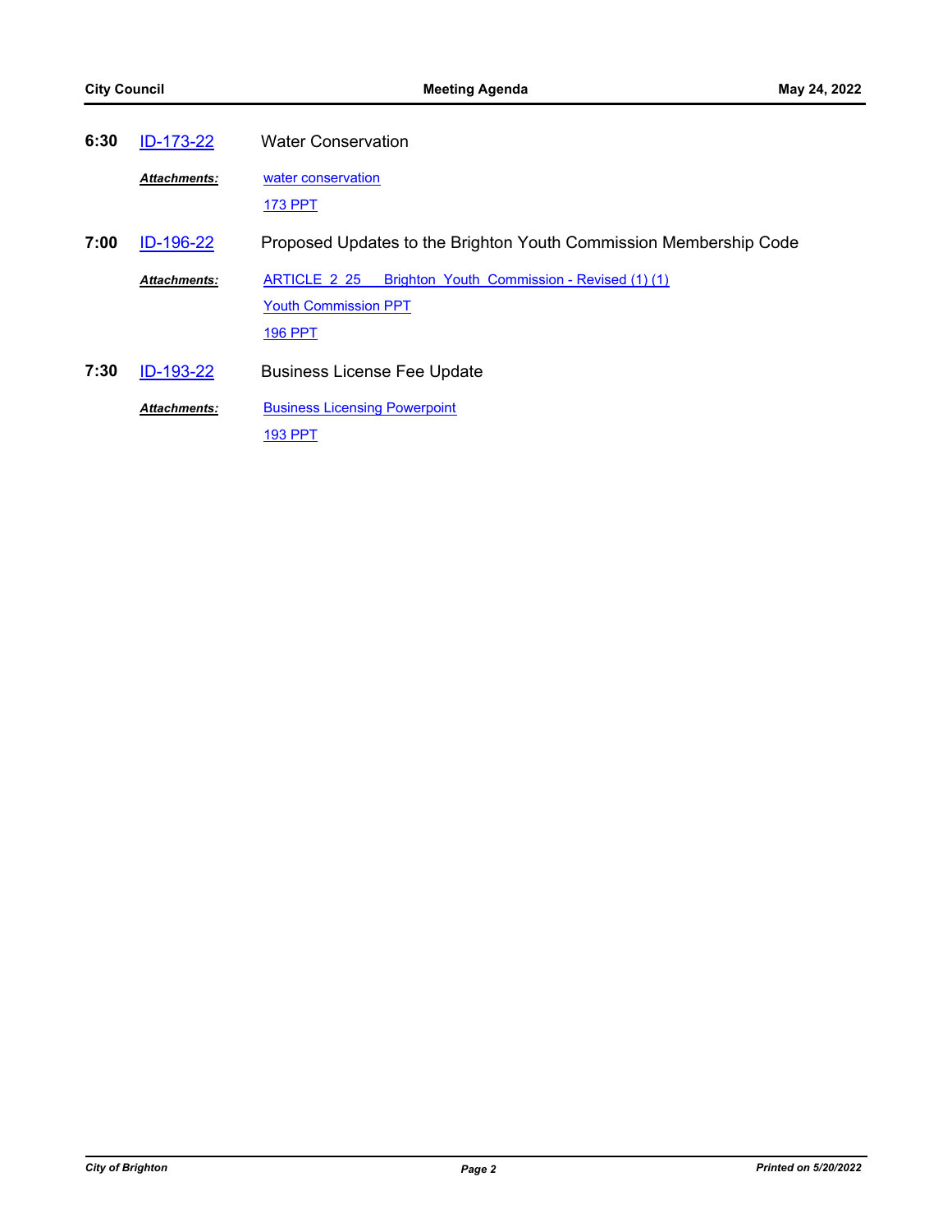**6:30** ID-173-22 Water Conservation

***Attachments:*** water conservation

173 PPT

**7:00** ID-196-22 Proposed Updates to the Brighton Youth Commission Membership Code

***Attachments:*** ARTICLE_2_25___Brighton_Youth_Commission - Revised (1) (1)

Youth Commission PPT

196 PPT

**7:30** ID-193-22 Business License Fee Update

***Attachments:*** Business Licensing Powerpoint

193 PPT